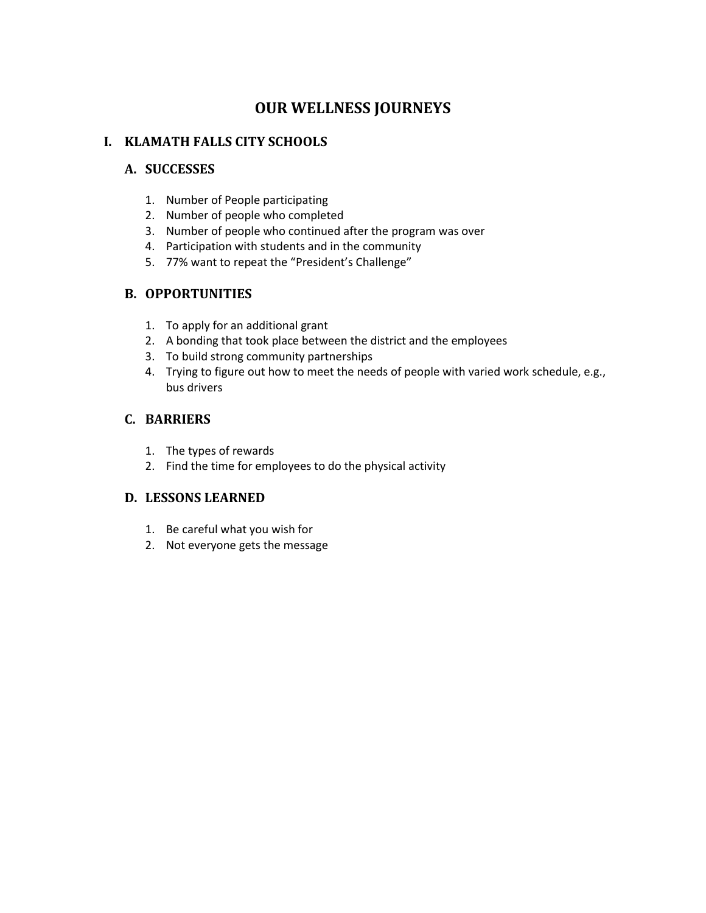# OUR WELLNESS JOURNEYS

## I. KLAMATH FALLS CITY SCHOOLS

### A. SUCCESSES

1. Number of People participating
2. Number of people who completed
3. Number of people who continued after the program was over
4. Participation with students and in the community
5. 77% want to repeat the "President's Challenge"

### B. OPPORTUNITIES

1. To apply for an additional grant
2. A bonding that took place between the district and the employees
3. To build strong community partnerships
4. Trying to figure out how to meet the needs of people with varied work schedule, e.g., bus drivers

### C. BARRIERS

1. The types of rewards
2. Find the time for employees to do the physical activity

### D. LESSONS LEARNED

1. Be careful what you wish for
2. Not everyone gets the message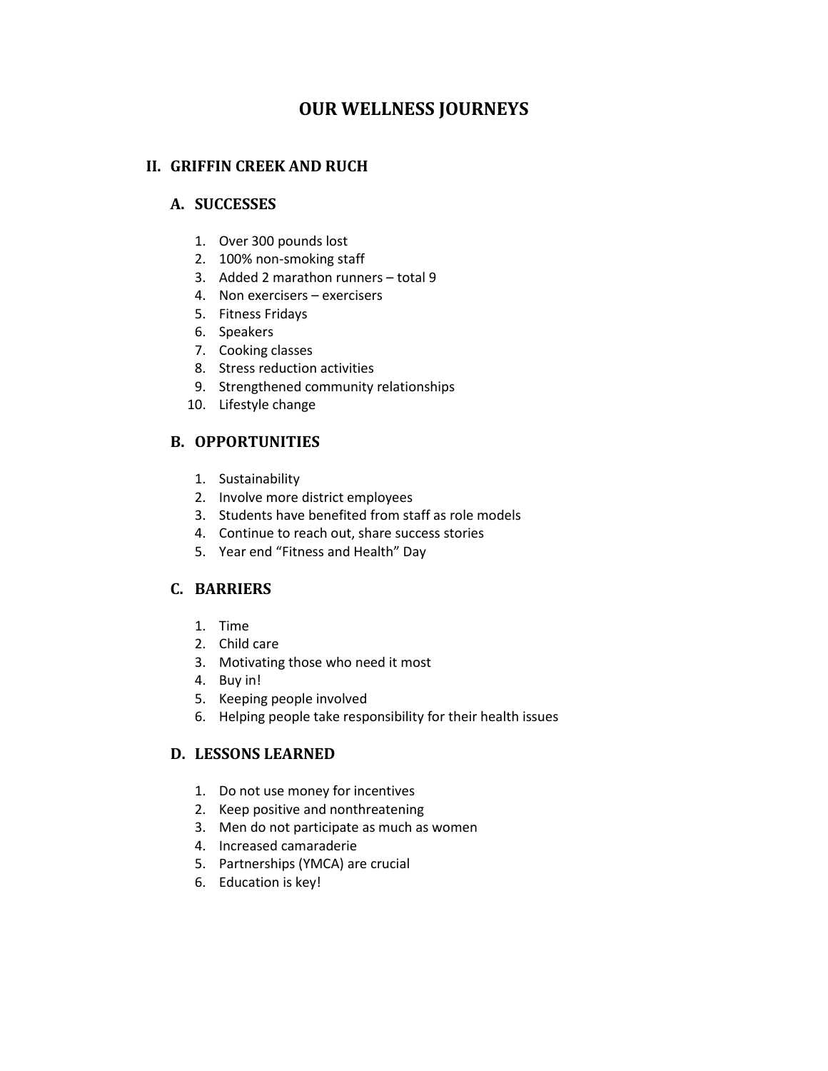# OUR WELLNESS JOURNEYS

## II. GRIFFIN CREEK AND RUCH

### A. SUCCESSES

1. Over 300 pounds lost
2. 100% non-smoking staff
3. Added 2 marathon runners – total 9
4. Non exercisers – exercisers
5. Fitness Fridays
6. Speakers
7. Cooking classes
8. Stress reduction activities
9. Strengthened community relationships
10. Lifestyle change

### B. OPPORTUNITIES

1. Sustainability
2. Involve more district employees
3. Students have benefited from staff as role models
4. Continue to reach out, share success stories
5. Year end "Fitness and Health" Day

### C. BARRIERS

1. Time
2. Child care
3. Motivating those who need it most
4. Buy in!
5. Keeping people involved
6. Helping people take responsibility for their health issues

### D. LESSONS LEARNED

1. Do not use money for incentives
2. Keep positive and nonthreatening
3. Men do not participate as much as women
4. Increased camaraderie
5. Partnerships (YMCA) are crucial
6. Education is key!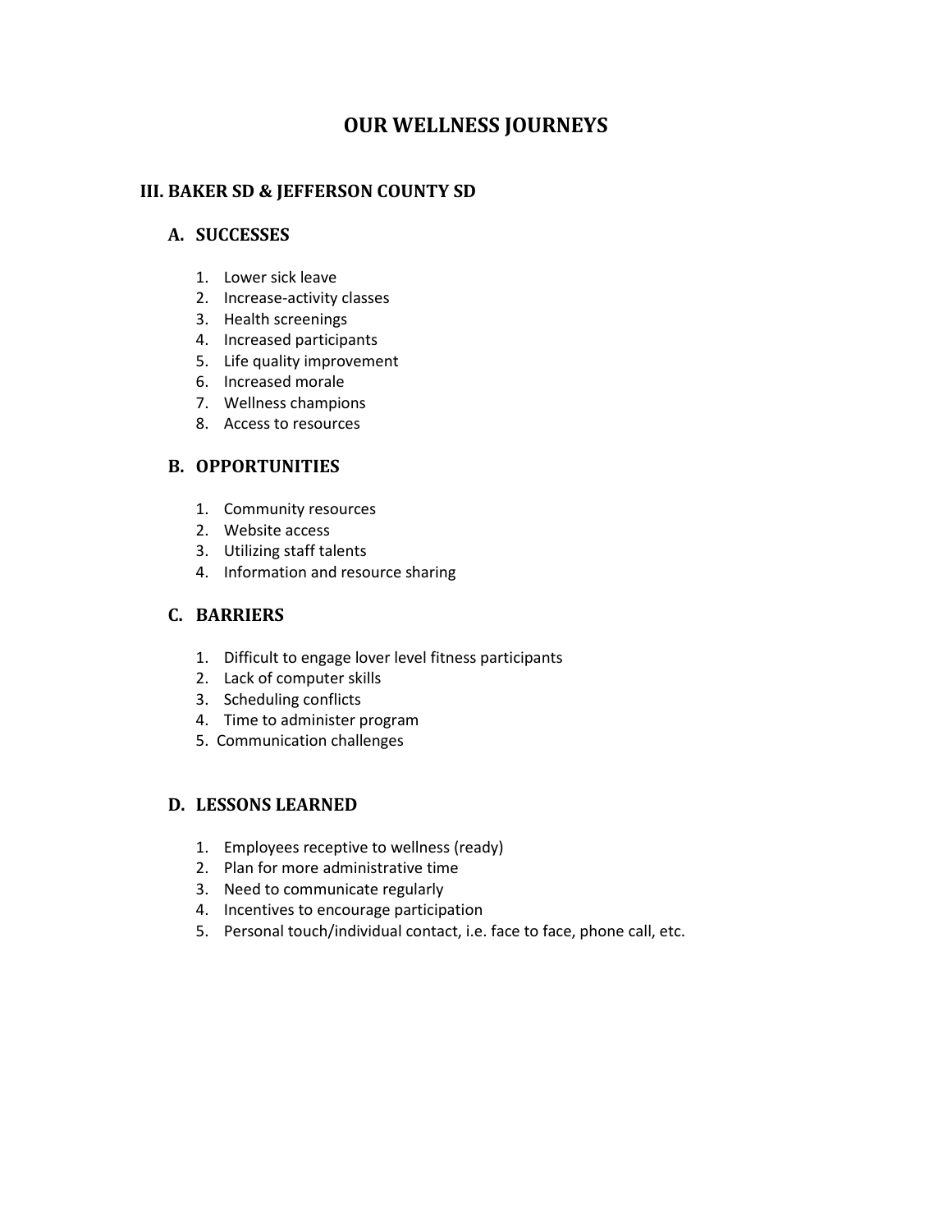# OUR WELLNESS JOURNEYS

## III. BAKER SD & JEFFERSON COUNTY SD

### A. SUCCESSES

1. Lower sick leave
2. Increase-activity classes
3. Health screenings
4. Increased participants
5. Life quality improvement
6. Increased morale
7. Wellness champions
8. Access to resources

### B. OPPORTUNITIES

1. Community resources
2. Website access
3. Utilizing staff talents
4. Information and resource sharing

### C. BARRIERS

1. Difficult to engage lover level fitness participants
2. Lack of computer skills
3. Scheduling conflicts
4. Time to administer program
5. Communication challenges

### D. LESSONS LEARNED

1. Employees receptive to wellness (ready)
2. Plan for more administrative time
3. Need to communicate regularly
4. Incentives to encourage participation
5. Personal touch/individual contact, i.e. face to face, phone call, etc.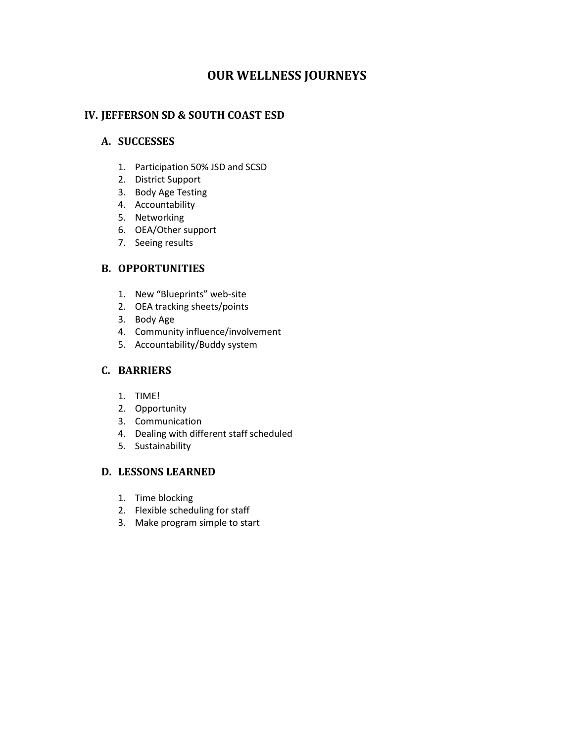# OUR WELLNESS JOURNEYS

## IV. JEFFERSON SD & SOUTH COAST ESD

### A. SUCCESSES

1. Participation 50% JSD and SCSD
2. District Support
3. Body Age Testing
4. Accountability
5. Networking
6. OEA/Other support
7. Seeing results

### B. OPPORTUNITIES

1. New "Blueprints" web-site
2. OEA tracking sheets/points
3. Body Age
4. Community influence/involvement
5. Accountability/Buddy system

### C. BARRIERS

1. TIME!
2. Opportunity
3. Communication
4. Dealing with different staff scheduled
5. Sustainability

### D. LESSONS LEARNED

1. Time blocking
2. Flexible scheduling for staff
3. Make program simple to start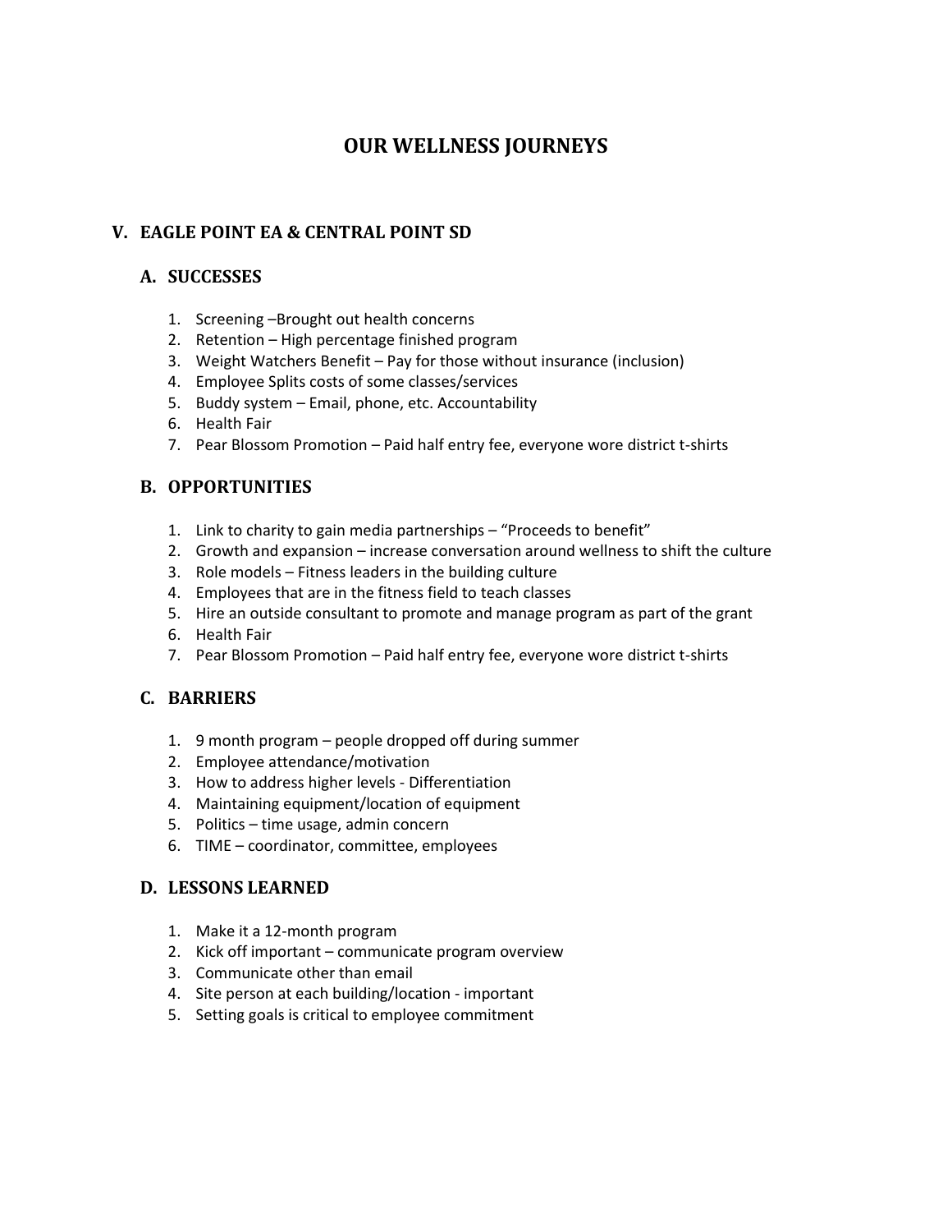# OUR WELLNESS JOURNEYS

## V. EAGLE POINT EA & CENTRAL POINT SD

### A. SUCCESSES

1. Screening –Brought out health concerns
2. Retention – High percentage finished program
3. Weight Watchers Benefit – Pay for those without insurance (inclusion)
4. Employee Splits costs of some classes/services
5. Buddy system – Email, phone, etc. Accountability
6. Health Fair
7. Pear Blossom Promotion – Paid half entry fee, everyone wore district t-shirts

### B. OPPORTUNITIES

1. Link to charity to gain media partnerships – "Proceeds to benefit"
2. Growth and expansion – increase conversation around wellness to shift the culture
3. Role models – Fitness leaders in the building culture
4. Employees that are in the fitness field to teach classes
5. Hire an outside consultant to promote and manage program as part of the grant
6. Health Fair
7. Pear Blossom Promotion – Paid half entry fee, everyone wore district t-shirts

### C. BARRIERS

1. 9 month program – people dropped off during summer
2. Employee attendance/motivation
3. How to address higher levels - Differentiation
4. Maintaining equipment/location of equipment
5. Politics – time usage, admin concern
6. TIME – coordinator, committee, employees

### D. LESSONS LEARNED

1. Make it a 12-month program
2. Kick off important – communicate program overview
3. Communicate other than email
4. Site person at each building/location - important
5. Setting goals is critical to employee commitment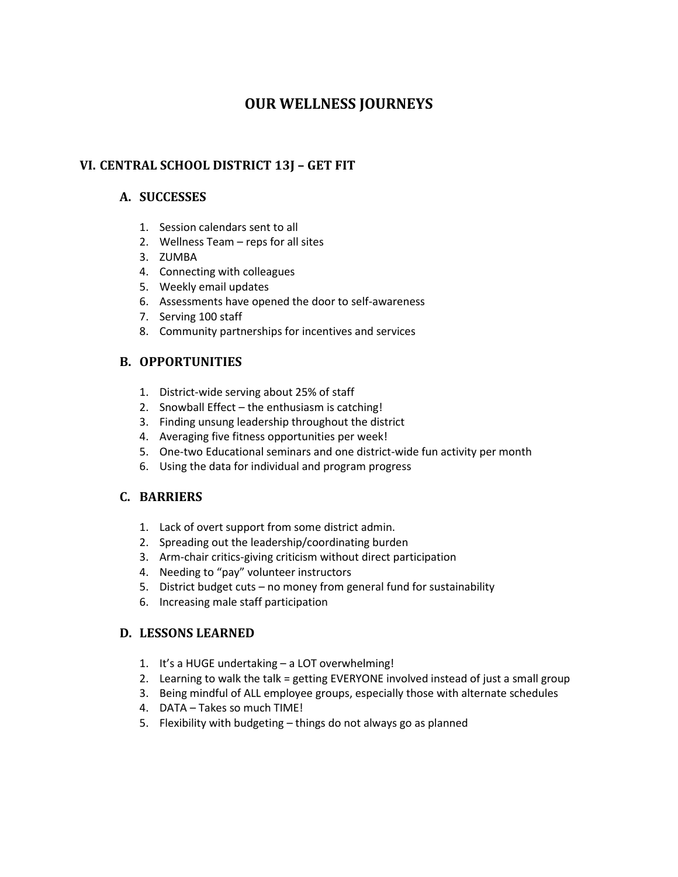# OUR WELLNESS JOURNEYS

## VI. CENTRAL SCHOOL DISTRICT 13J – GET FIT

### A. SUCCESSES

1. Session calendars sent to all
2. Wellness Team – reps for all sites
3. ZUMBA
4. Connecting with colleagues
5. Weekly email updates
6. Assessments have opened the door to self-awareness
7. Serving 100 staff
8. Community partnerships for incentives and services

### B. OPPORTUNITIES

1. District-wide serving about 25% of staff
2. Snowball Effect – the enthusiasm is catching!
3. Finding unsung leadership throughout the district
4. Averaging five fitness opportunities per week!
5. One-two Educational seminars and one district-wide fun activity per month
6. Using the data for individual and program progress

### C. BARRIERS

1. Lack of overt support from some district admin.
2. Spreading out the leadership/coordinating burden
3. Arm-chair critics-giving criticism without direct participation
4. Needing to "pay" volunteer instructors
5. District budget cuts – no money from general fund for sustainability
6. Increasing male staff participation

### D. LESSONS LEARNED

1. It's a HUGE undertaking – a LOT overwhelming!
2. Learning to walk the talk = getting EVERYONE involved instead of just a small group
3. Being mindful of ALL employee groups, especially those with alternate schedules
4. DATA – Takes so much TIME!
5. Flexibility with budgeting – things do not always go as planned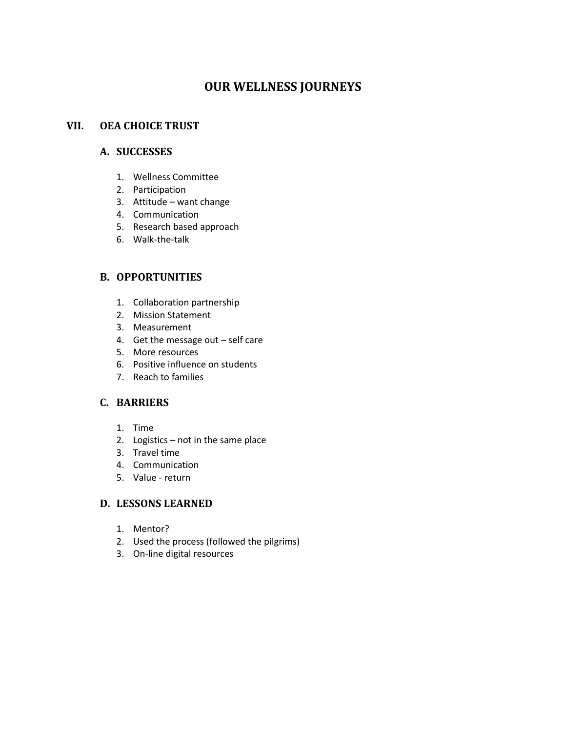# OUR WELLNESS JOURNEYS

## VII. OEA CHOICE TRUST

### A. SUCCESSES

1. Wellness Committee
2. Participation
3. Attitude – want change
4. Communication
5. Research based approach
6. Walk-the-talk

### B. OPPORTUNITIES

1. Collaboration partnership
2. Mission Statement
3. Measurement
4. Get the message out – self care
5. More resources
6. Positive influence on students
7. Reach to families

### C. BARRIERS

1. Time
2. Logistics – not in the same place
3. Travel time
4. Communication
5. Value - return

### D. LESSONS LEARNED

1. Mentor?
2. Used the process (followed the pilgrims)
3. On-line digital resources